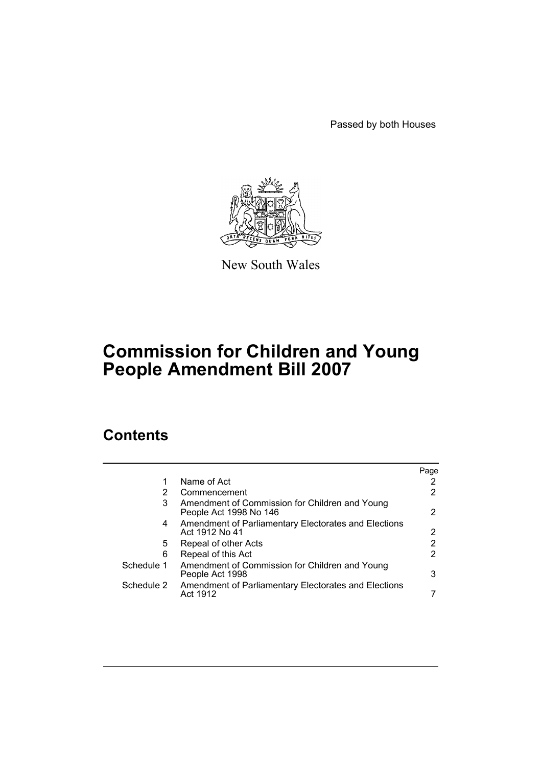Passed by both Houses

New South Wales

# Commission for Children and Young People Amendment Bill 2007

## Contents

| | | Page |
|---|---|---|
| 1 | Name of Act | 2 |
| 2 | Commencement | 2 |
| 3 | Amendment of Commission for Children and Young People Act 1998 No 146 | 2 |
| 4 | Amendment of Parliamentary Electorates and Elections Act 1912 No 41 | 2 |
| 5 | Repeal of other Acts | 2 |
| 6 | Repeal of this Act | 2 |
| Schedule 1 | Amendment of Commission for Children and Young People Act 1998 | 3 |
| Schedule 2 | Amendment of Parliamentary Electorates and Elections Act 1912 | 7 |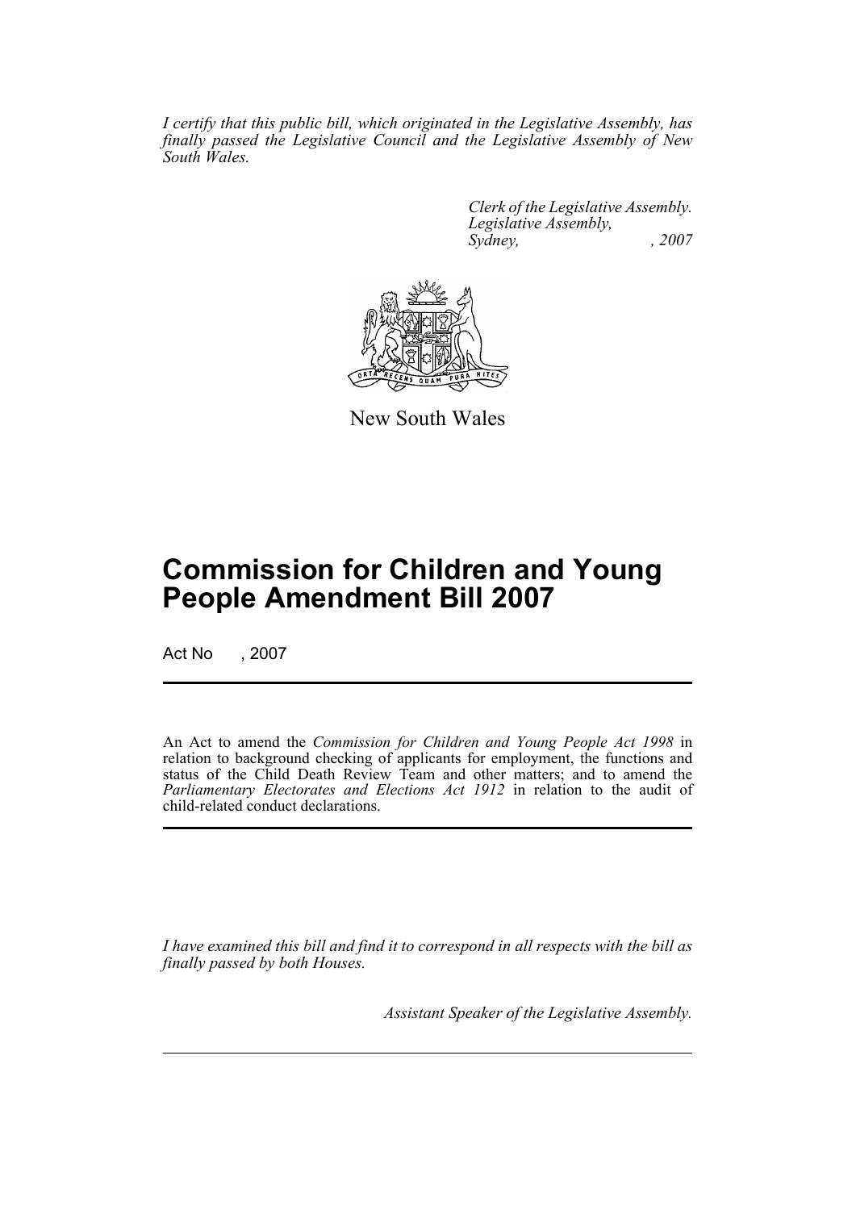*I certify that this public bill, which originated in the Legislative Assembly, has finally passed the Legislative Council and the Legislative Assembly of New South Wales.*

*Clerk of the Legislative Assembly.*
*Legislative Assembly,*
*Sydney, , 2007*

New South Wales

# Commission for Children and Young People Amendment Bill 2007

Act No , 2007

An Act to amend the *Commission for Children and Young People Act 1998* in relation to background checking of applicants for employment, the functions and status of the Child Death Review Team and other matters; and to amend the *Parliamentary Electorates and Elections Act 1912* in relation to the audit of child-related conduct declarations.

*I have examined this bill and find it to correspond in all respects with the bill as finally passed by both Houses.*

*Assistant Speaker of the Legislative Assembly.*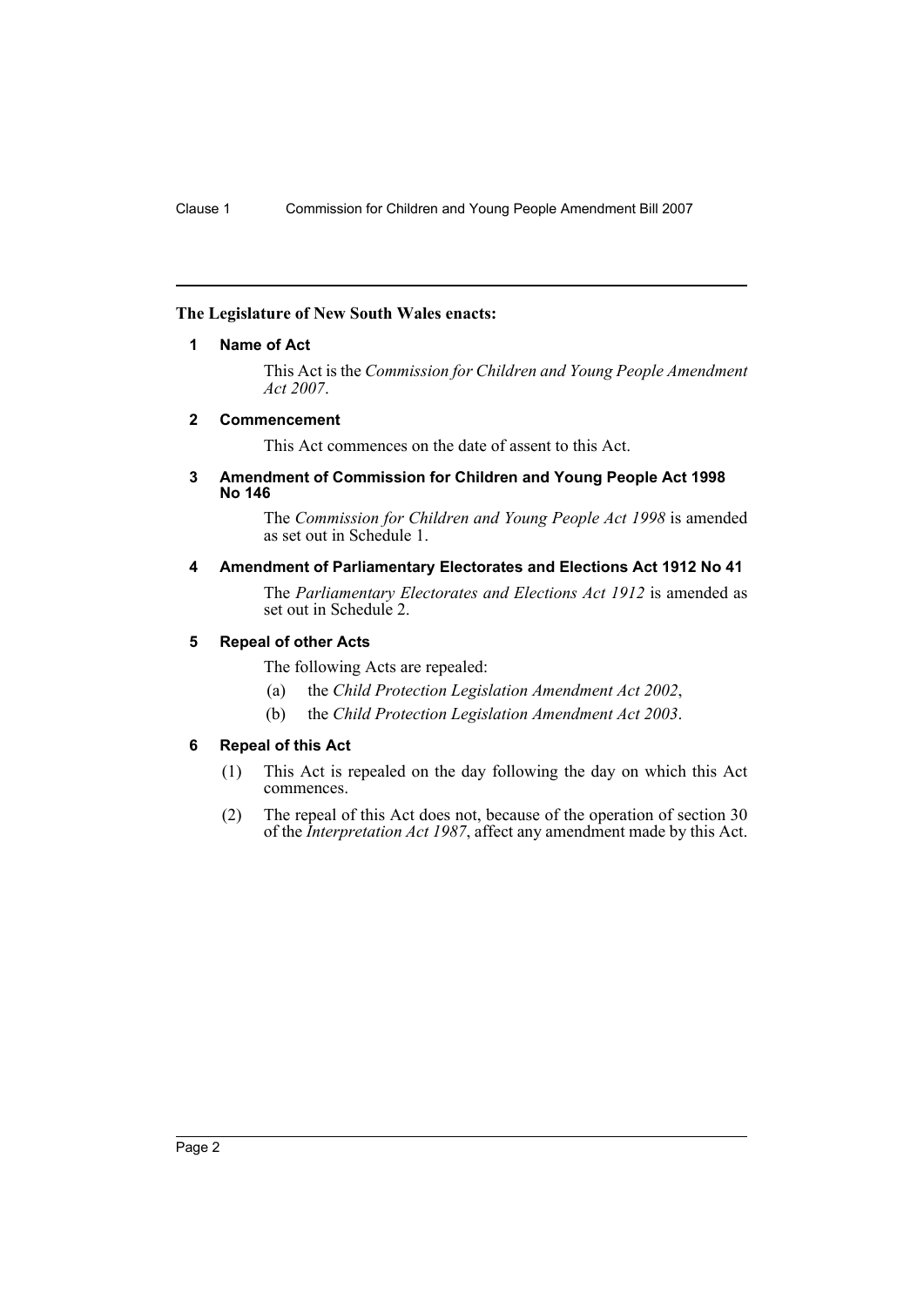**The Legislature of New South Wales enacts:**

### 1 Name of Act

This Act is the *Commission for Children and Young People Amendment Act 2007*.

### 2 Commencement

This Act commences on the date of assent to this Act.

### 3 Amendment of Commission for Children and Young People Act 1998 No 146

The *Commission for Children and Young People Act 1998* is amended as set out in Schedule 1.

### 4 Amendment of Parliamentary Electorates and Elections Act 1912 No 41

The *Parliamentary Electorates and Elections Act 1912* is amended as set out in Schedule 2.

### 5 Repeal of other Acts

The following Acts are repealed:

- (a) the *Child Protection Legislation Amendment Act 2002*,
- (b) the *Child Protection Legislation Amendment Act 2003*.

### 6 Repeal of this Act

(1) This Act is repealed on the day following the day on which this Act commences.

(2) The repeal of this Act does not, because of the operation of section 30 of the *Interpretation Act 1987*, affect any amendment made by this Act.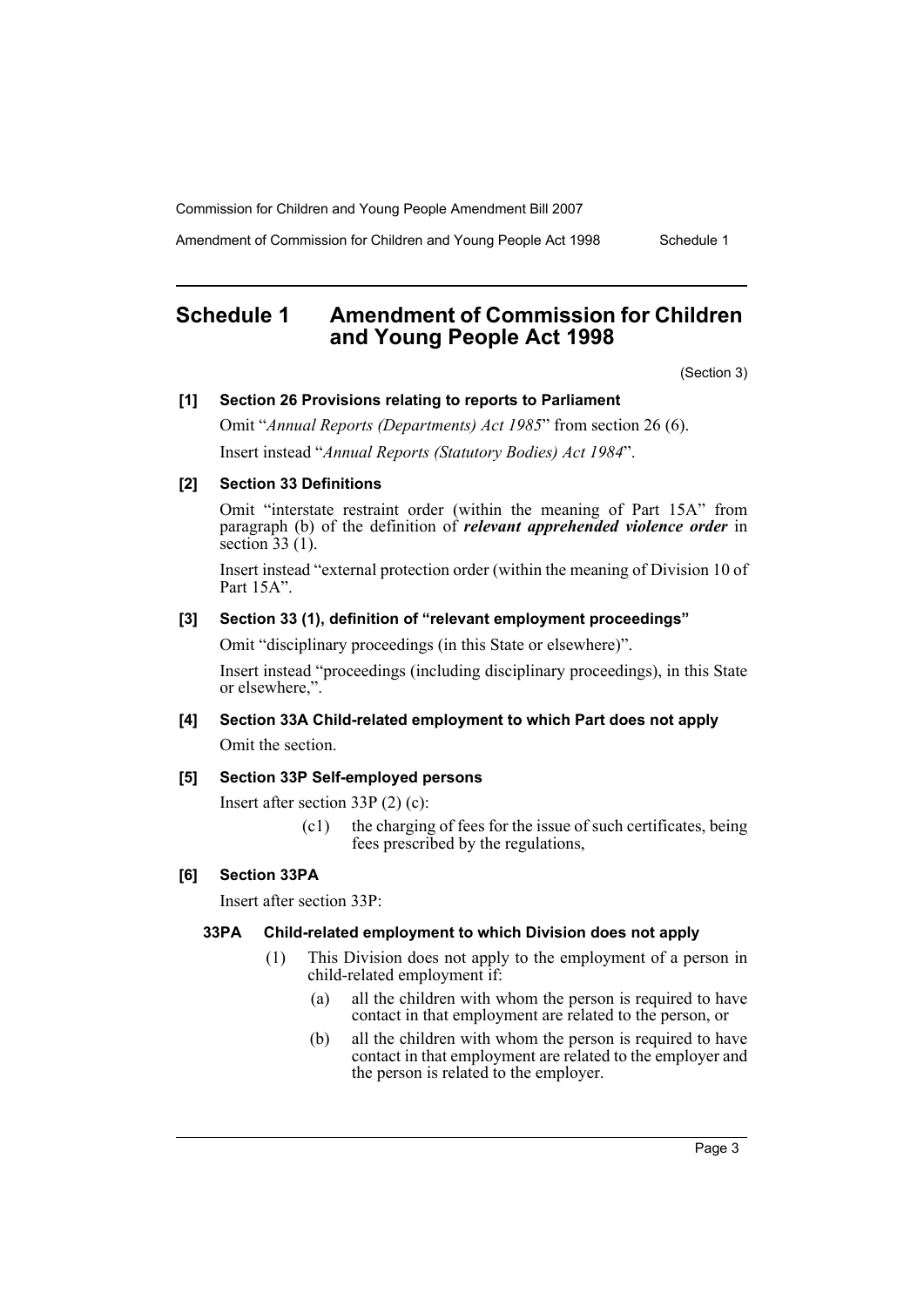## Schedule 1 Amendment of Commission for Children and Young People Act 1998

(Section 3)

### [1] Section 26 Provisions relating to reports to Parliament

Omit "*Annual Reports (Departments) Act 1985*" from section 26 (6).

Insert instead "*Annual Reports (Statutory Bodies) Act 1984*".

### [2] Section 33 Definitions

Omit "interstate restraint order (within the meaning of Part 15A" from paragraph (b) of the definition of ***relevant apprehended violence order*** in section 33 (1).

Insert instead "external protection order (within the meaning of Division 10 of Part 15A".

### [3] Section 33 (1), definition of "relevant employment proceedings"

Omit "disciplinary proceedings (in this State or elsewhere)".

Insert instead "proceedings (including disciplinary proceedings), in this State or elsewhere,".

### [4] Section 33A Child-related employment to which Part does not apply

Omit the section.

### [5] Section 33P Self-employed persons

Insert after section 33P (2) (c):

> (c1) the charging of fees for the issue of such certificates, being fees prescribed by the regulations,

### [6] Section 33PA

Insert after section 33P:

#### 33PA Child-related employment to which Division does not apply

(1) This Division does not apply to the employment of a person in child-related employment if:

(a) all the children with whom the person is required to have contact in that employment are related to the person, or

(b) all the children with whom the person is required to have contact in that employment are related to the employer and the person is related to the employer.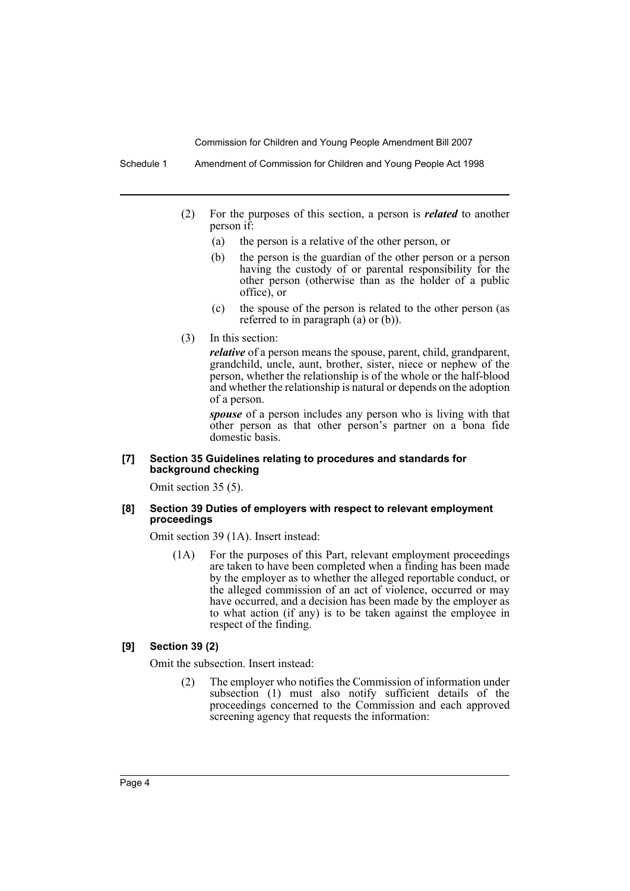(2) For the purposes of this section, a person is ***related*** to another person if:

- (a) the person is a relative of the other person, or
- (b) the person is the guardian of the other person or a person having the custody of or parental responsibility for the other person (otherwise than as the holder of a public office), or
- (c) the spouse of the person is related to the other person (as referred to in paragraph (a) or (b)).

(3) In this section:

***relative*** of a person means the spouse, parent, child, grandparent, grandchild, uncle, aunt, brother, sister, niece or nephew of the person, whether the relationship is of the whole or the half-blood and whether the relationship is natural or depends on the adoption of a person.

***spouse*** of a person includes any person who is living with that other person as that other person's partner on a bona fide domestic basis.

**[7] Section 35 Guidelines relating to procedures and standards for background checking**

Omit section 35 (5).

**[8] Section 39 Duties of employers with respect to relevant employment proceedings**

Omit section 39 (1A). Insert instead:

(1A) For the purposes of this Part, relevant employment proceedings are taken to have been completed when a finding has been made by the employer as to whether the alleged reportable conduct, or the alleged commission of an act of violence, occurred or may have occurred, and a decision has been made by the employer as to what action (if any) is to be taken against the employee in respect of the finding.

**[9] Section 39 (2)**

Omit the subsection. Insert instead:

(2) The employer who notifies the Commission of information under subsection (1) must also notify sufficient details of the proceedings concerned to the Commission and each approved screening agency that requests the information: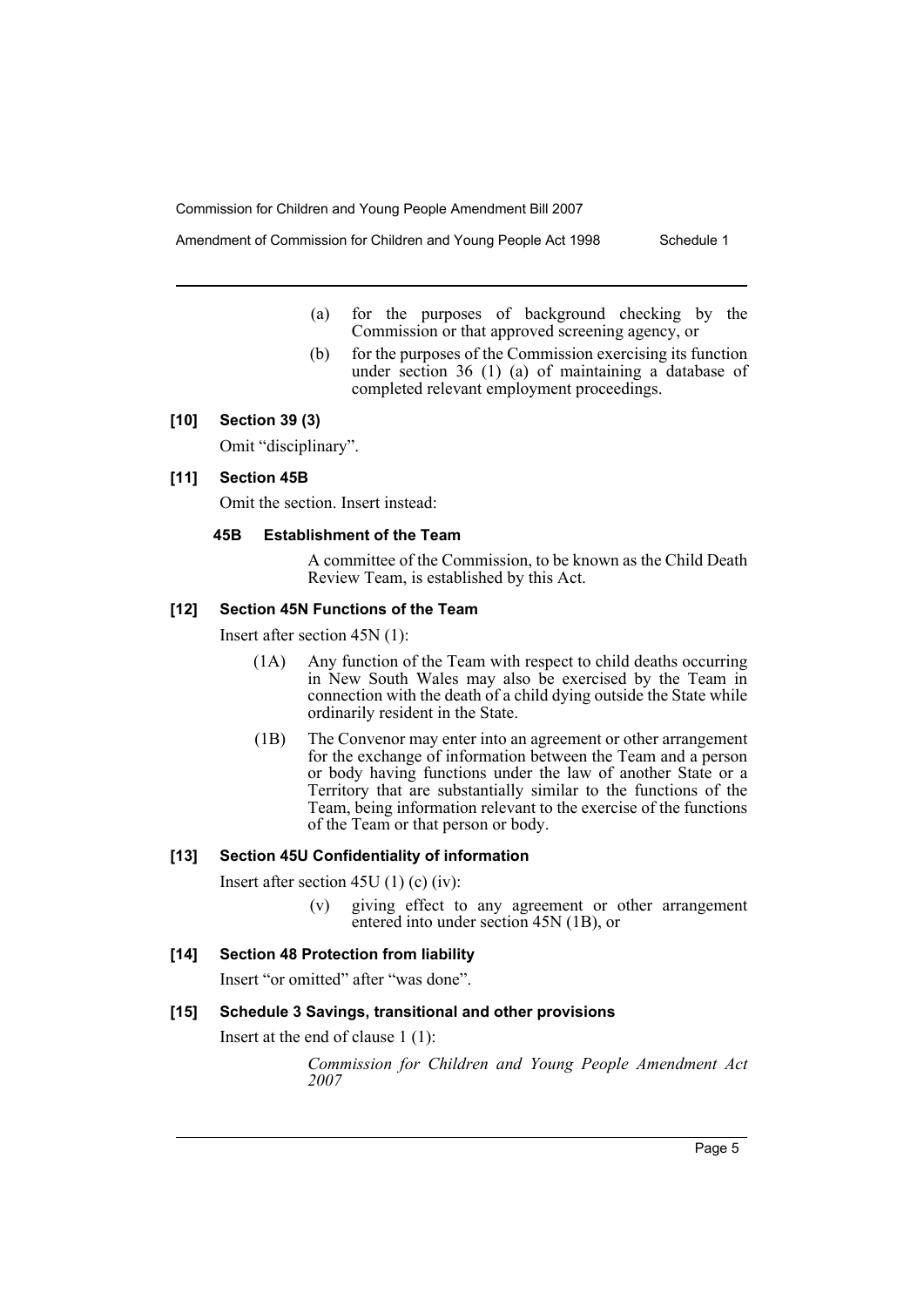(a) for the purposes of background checking by the Commission or that approved screening agency, or

(b) for the purposes of the Commission exercising its function under section 36 (1) (a) of maintaining a database of completed relevant employment proceedings.

**[10] Section 39 (3)**

Omit "disciplinary".

**[11] Section 45B**

Omit the section. Insert instead:

**45B Establishment of the Team**

A committee of the Commission, to be known as the Child Death Review Team, is established by this Act.

**[12] Section 45N Functions of the Team**

Insert after section 45N (1):

(1A) Any function of the Team with respect to child deaths occurring in New South Wales may also be exercised by the Team in connection with the death of a child dying outside the State while ordinarily resident in the State.

(1B) The Convenor may enter into an agreement or other arrangement for the exchange of information between the Team and a person or body having functions under the law of another State or a Territory that are substantially similar to the functions of the Team, being information relevant to the exercise of the functions of the Team or that person or body.

**[13] Section 45U Confidentiality of information**

Insert after section 45U (1) (c) (iv):

(v) giving effect to any agreement or other arrangement entered into under section 45N (1B), or

**[14] Section 48 Protection from liability**

Insert "or omitted" after "was done".

**[15] Schedule 3 Savings, transitional and other provisions**

Insert at the end of clause 1 (1):

*Commission for Children and Young People Amendment Act 2007*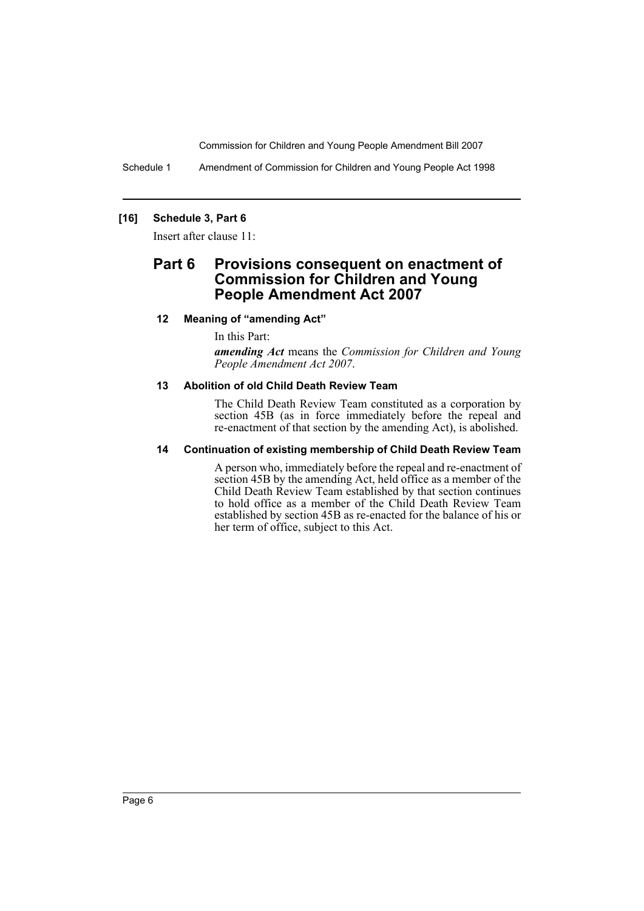### [16] Schedule 3, Part 6

Insert after clause 11:

## Part 6 Provisions consequent on enactment of Commission for Children and Young People Amendment Act 2007

#### 12 Meaning of "amending Act"

In this Part:

***amending Act*** means the *Commission for Children and Young People Amendment Act 2007*.

#### 13 Abolition of old Child Death Review Team

The Child Death Review Team constituted as a corporation by section 45B (as in force immediately before the repeal and re-enactment of that section by the amending Act), is abolished.

#### 14 Continuation of existing membership of Child Death Review Team

A person who, immediately before the repeal and re-enactment of section 45B by the amending Act, held office as a member of the Child Death Review Team established by that section continues to hold office as a member of the Child Death Review Team established by section 45B as re-enacted for the balance of his or her term of office, subject to this Act.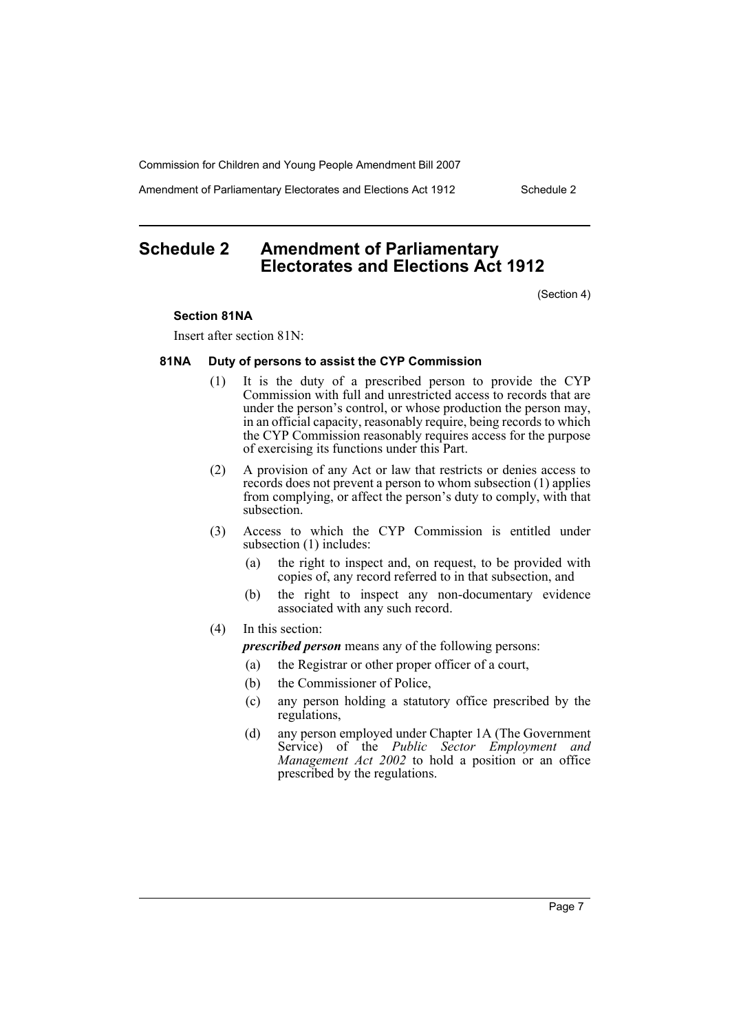# Schedule 2 Amendment of Parliamentary Electorates and Elections Act 1912

(Section 4)

**Section 81NA**

Insert after section 81N:

**81NA Duty of persons to assist the CYP Commission**

(1) It is the duty of a prescribed person to provide the CYP Commission with full and unrestricted access to records that are under the person's control, or whose production the person may, in an official capacity, reasonably require, being records to which the CYP Commission reasonably requires access for the purpose of exercising its functions under this Part.

(2) A provision of any Act or law that restricts or denies access to records does not prevent a person to whom subsection (1) applies from complying, or affect the person's duty to comply, with that subsection.

(3) Access to which the CYP Commission is entitled under subsection (1) includes:

(a) the right to inspect and, on request, to be provided with copies of, any record referred to in that subsection, and

(b) the right to inspect any non-documentary evidence associated with any such record.

(4) In this section:

***prescribed person*** means any of the following persons:

(a) the Registrar or other proper officer of a court,

(b) the Commissioner of Police,

(c) any person holding a statutory office prescribed by the regulations,

(d) any person employed under Chapter 1A (The Government Service) of the *Public Sector Employment and Management Act 2002* to hold a position or an office prescribed by the regulations.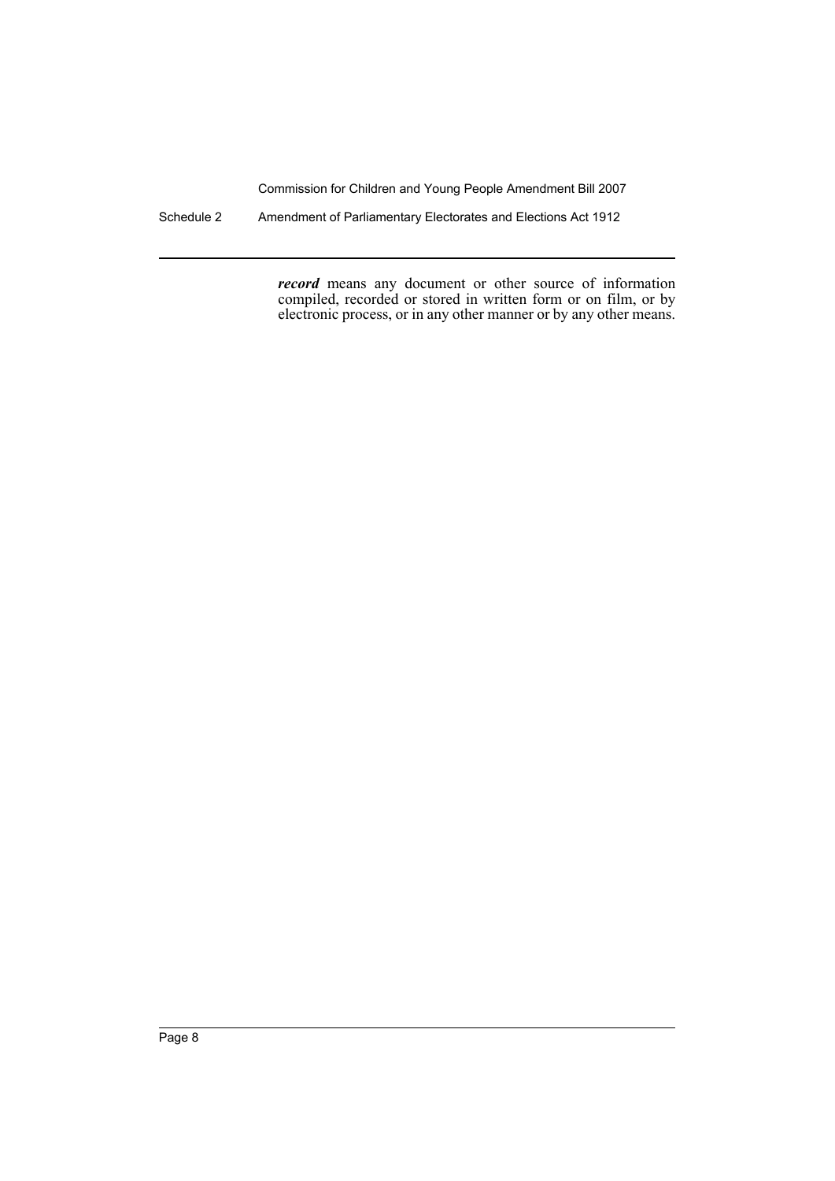***record*** means any document or other source of information compiled, recorded or stored in written form or on film, or by electronic process, or in any other manner or by any other means.